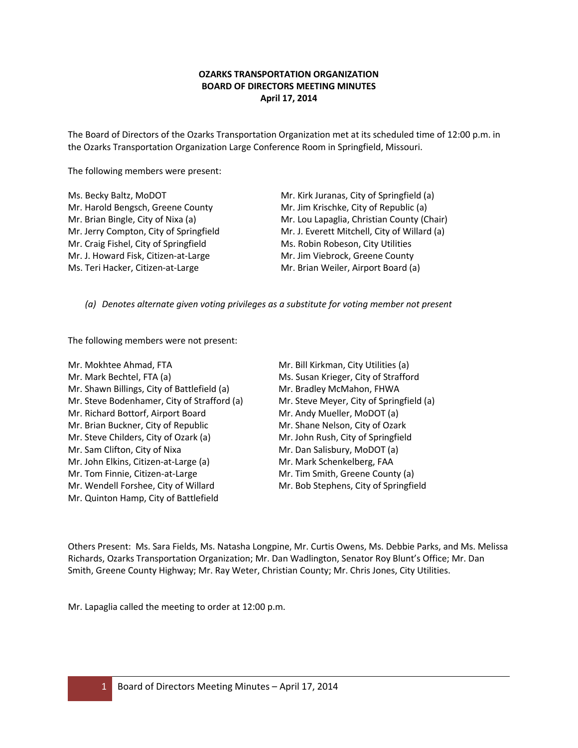**OZARKS TRANSPORTATION ORGANIZATION**
**BOARD OF DIRECTORS MEETING MINUTES**
**April 17, 2014**

The Board of Directors of the Ozarks Transportation Organization met at its scheduled time of 12:00 p.m. in the Ozarks Transportation Organization Large Conference Room in Springfield, Missouri.

The following members were present:

Ms. Becky Baltz, MoDOT
Mr. Harold Bengsch, Greene County
Mr. Brian Bingle, City of Nixa (a)
Mr. Jerry Compton, City of Springfield
Mr. Craig Fishel, City of Springfield
Mr. J. Howard Fisk, Citizen-at-Large
Ms. Teri Hacker, Citizen-at-Large
Mr. Kirk Juranas, City of Springfield (a)
Mr. Jim Krischke, City of Republic (a)
Mr. Lou Lapaglia, Christian County (Chair)
Mr. J. Everett Mitchell, City of Willard (a)
Ms. Robin Robeson, City Utilities
Mr. Jim Viebrock, Greene County
Mr. Brian Weiler, Airport Board (a)

*(a) Denotes alternate given voting privileges as a substitute for voting member not present*

The following members were not present:

Mr. Mokhtee Ahmad, FTA
Mr. Mark Bechtel, FTA (a)
Mr. Shawn Billings, City of Battlefield (a)
Mr. Steve Bodenhamer, City of Strafford (a)
Mr. Richard Bottorf, Airport Board
Mr. Brian Buckner, City of Republic
Mr. Steve Childers, City of Ozark (a)
Mr. Sam Clifton, City of Nixa
Mr. John Elkins, Citizen-at-Large (a)
Mr. Tom Finnie, Citizen-at-Large
Mr. Wendell Forshee, City of Willard
Mr. Quinton Hamp, City of Battlefield
Mr. Bill Kirkman, City Utilities (a)
Ms. Susan Krieger, City of Strafford
Mr. Bradley McMahon, FHWA
Mr. Steve Meyer, City of Springfield (a)
Mr. Andy Mueller, MoDOT (a)
Mr. Shane Nelson, City of Ozark
Mr. John Rush, City of Springfield
Mr. Dan Salisbury, MoDOT (a)
Mr. Mark Schenkelberg, FAA
Mr. Tim Smith, Greene County (a)
Mr. Bob Stephens, City of Springfield

Others Present: Ms. Sara Fields, Ms. Natasha Longpine, Mr. Curtis Owens, Ms. Debbie Parks, and Ms. Melissa Richards, Ozarks Transportation Organization; Mr. Dan Wadlington, Senator Roy Blunt's Office; Mr. Dan Smith, Greene County Highway; Mr. Ray Weter, Christian County; Mr. Chris Jones, City Utilities.

Mr. Lapaglia called the meeting to order at 12:00 p.m.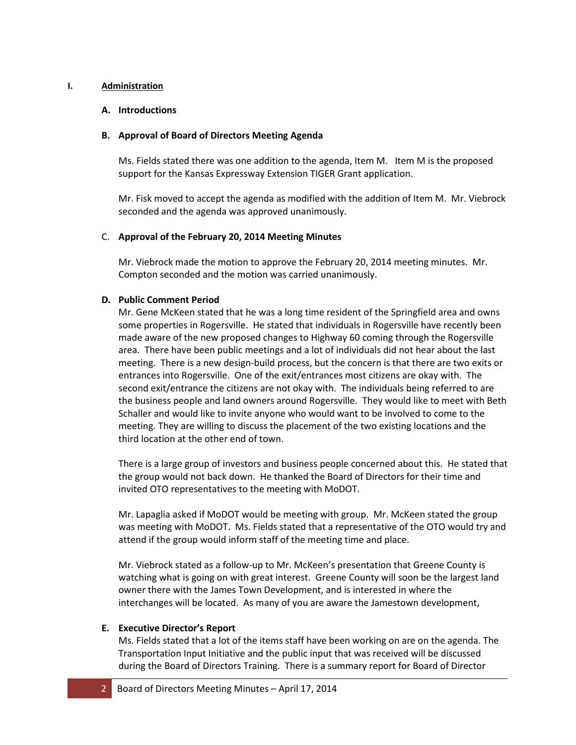## I. Administration

### A. Introductions

### B. Approval of Board of Directors Meeting Agenda

Ms. Fields stated there was one addition to the agenda, Item M. Item M is the proposed support for the Kansas Expressway Extension TIGER Grant application.

Mr. Fisk moved to accept the agenda as modified with the addition of Item M. Mr. Viebrock seconded and the agenda was approved unanimously.

### C. Approval of the February 20, 2014 Meeting Minutes

Mr. Viebrock made the motion to approve the February 20, 2014 meeting minutes. Mr. Compton seconded and the motion was carried unanimously.

### D. Public Comment Period

Mr. Gene McKeen stated that he was a long time resident of the Springfield area and owns some properties in Rogersville. He stated that individuals in Rogersville have recently been made aware of the new proposed changes to Highway 60 coming through the Rogersville area. There have been public meetings and a lot of individuals did not hear about the last meeting. There is a new design-build process, but the concern is that there are two exits or entrances into Rogersville. One of the exit/entrances most citizens are okay with. The second exit/entrance the citizens are not okay with. The individuals being referred to are the business people and land owners around Rogersville. They would like to meet with Beth Schaller and would like to invite anyone who would want to be involved to come to the meeting. They are willing to discuss the placement of the two existing locations and the third location at the other end of town.

There is a large group of investors and business people concerned about this. He stated that the group would not back down. He thanked the Board of Directors for their time and invited OTO representatives to the meeting with MoDOT.

Mr. Lapaglia asked if MoDOT would be meeting with group. Mr. McKeen stated the group was meeting with MoDOT. Ms. Fields stated that a representative of the OTO would try and attend if the group would inform staff of the meeting time and place.

Mr. Viebrock stated as a follow-up to Mr. McKeen's presentation that Greene County is watching what is going on with great interest. Greene County will soon be the largest land owner there with the James Town Development, and is interested in where the interchanges will be located. As many of you are aware the Jamestown development,

### E. Executive Director's Report

Ms. Fields stated that a lot of the items staff have been working on are on the agenda. The Transportation Input Initiative and the public input that was received will be discussed during the Board of Directors Training. There is a summary report for Board of Director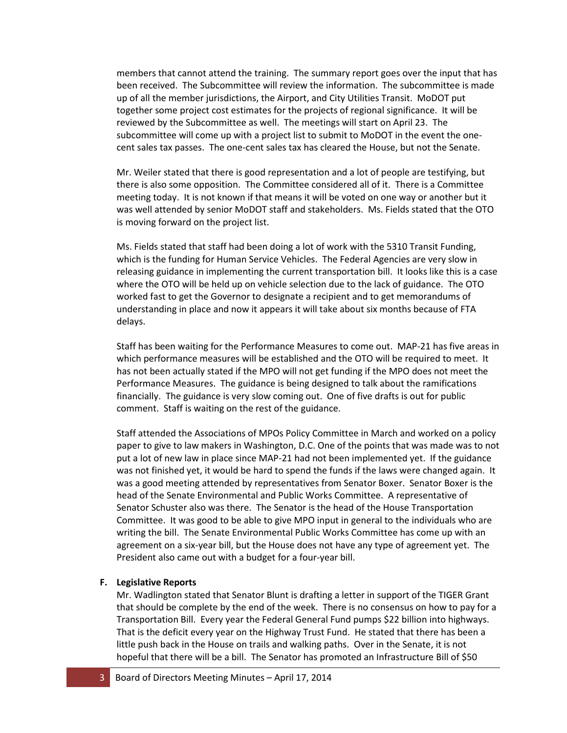members that cannot attend the training. The summary report goes over the input that has been received. The Subcommittee will review the information. The subcommittee is made up of all the member jurisdictions, the Airport, and City Utilities Transit. MoDOT put together some project cost estimates for the projects of regional significance. It will be reviewed by the Subcommittee as well. The meetings will start on April 23. The subcommittee will come up with a project list to submit to MoDOT in the event the one-cent sales tax passes. The one-cent sales tax has cleared the House, but not the Senate.

Mr. Weiler stated that there is good representation and a lot of people are testifying, but there is also some opposition. The Committee considered all of it. There is a Committee meeting today. It is not known if that means it will be voted on one way or another but it was well attended by senior MoDOT staff and stakeholders. Ms. Fields stated that the OTO is moving forward on the project list.

Ms. Fields stated that staff had been doing a lot of work with the 5310 Transit Funding, which is the funding for Human Service Vehicles. The Federal Agencies are very slow in releasing guidance in implementing the current transportation bill. It looks like this is a case where the OTO will be held up on vehicle selection due to the lack of guidance. The OTO worked fast to get the Governor to designate a recipient and to get memorandums of understanding in place and now it appears it will take about six months because of FTA delays.

Staff has been waiting for the Performance Measures to come out. MAP-21 has five areas in which performance measures will be established and the OTO will be required to meet. It has not been actually stated if the MPO will not get funding if the MPO does not meet the Performance Measures. The guidance is being designed to talk about the ramifications financially. The guidance is very slow coming out. One of five drafts is out for public comment. Staff is waiting on the rest of the guidance.

Staff attended the Associations of MPOs Policy Committee in March and worked on a policy paper to give to law makers in Washington, D.C. One of the points that was made was to not put a lot of new law in place since MAP-21 had not been implemented yet. If the guidance was not finished yet, it would be hard to spend the funds if the laws were changed again. It was a good meeting attended by representatives from Senator Boxer. Senator Boxer is the head of the Senate Environmental and Public Works Committee. A representative of Senator Schuster also was there. The Senator is the head of the House Transportation Committee. It was good to be able to give MPO input in general to the individuals who are writing the bill. The Senate Environmental Public Works Committee has come up with an agreement on a six-year bill, but the House does not have any type of agreement yet. The President also came out with a budget for a four-year bill.

**F. Legislative Reports**

Mr. Wadlington stated that Senator Blunt is drafting a letter in support of the TIGER Grant that should be complete by the end of the week. There is no consensus on how to pay for a Transportation Bill. Every year the Federal General Fund pumps $22 billion into highways. That is the deficit every year on the Highway Trust Fund. He stated that there has been a little push back in the House on trails and walking paths. Over in the Senate, it is not hopeful that there will be a bill. The Senator has promoted an Infrastructure Bill of $50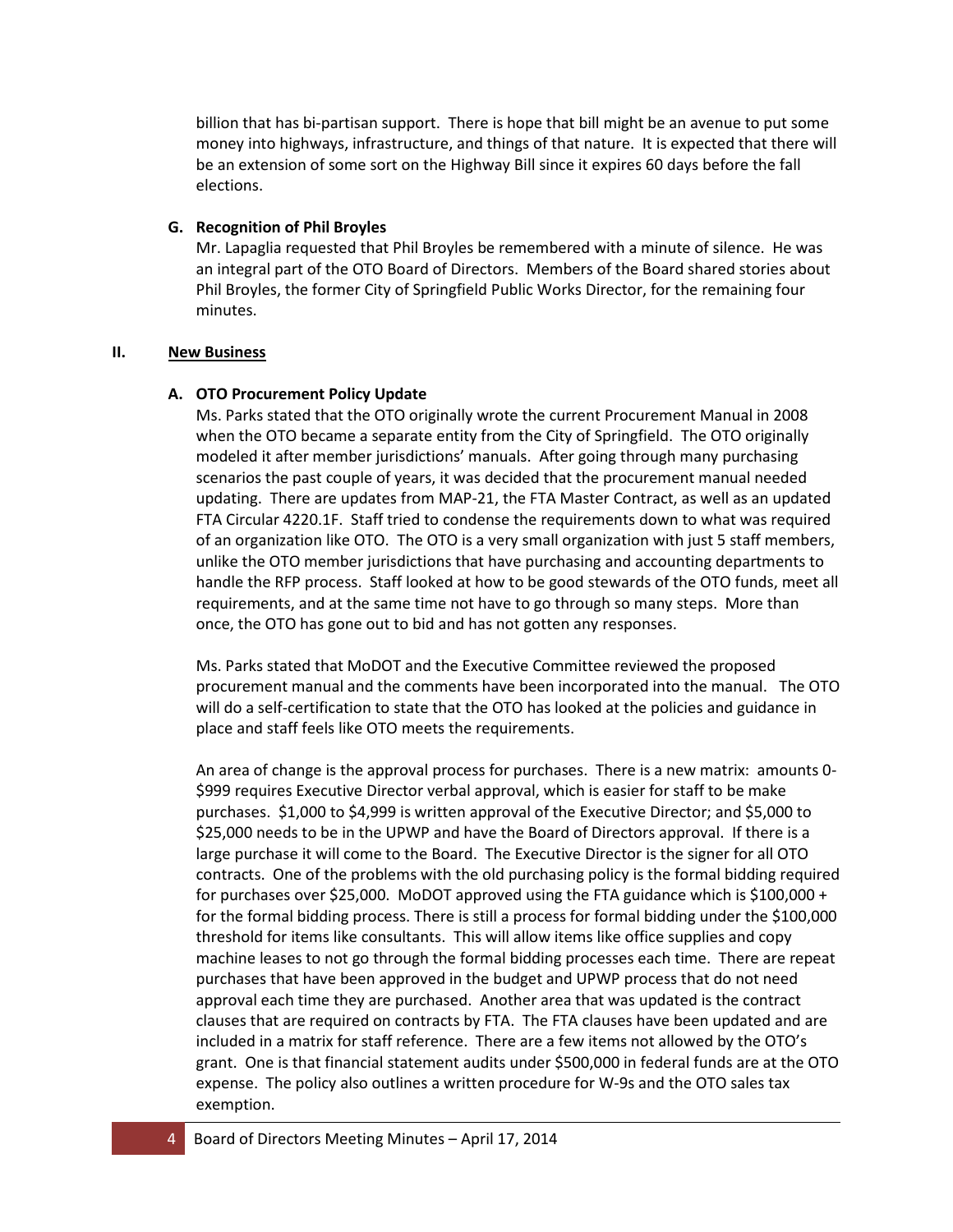billion that has bi-partisan support. There is hope that bill might be an avenue to put some money into highways, infrastructure, and things of that nature. It is expected that there will be an extension of some sort on the Highway Bill since it expires 60 days before the fall elections.

**G. Recognition of Phil Broyles**

Mr. Lapaglia requested that Phil Broyles be remembered with a minute of silence. He was an integral part of the OTO Board of Directors. Members of the Board shared stories about Phil Broyles, the former City of Springfield Public Works Director, for the remaining four minutes.

## II. New Business

**A. OTO Procurement Policy Update**

Ms. Parks stated that the OTO originally wrote the current Procurement Manual in 2008 when the OTO became a separate entity from the City of Springfield. The OTO originally modeled it after member jurisdictions' manuals. After going through many purchasing scenarios the past couple of years, it was decided that the procurement manual needed updating. There are updates from MAP-21, the FTA Master Contract, as well as an updated FTA Circular 4220.1F. Staff tried to condense the requirements down to what was required of an organization like OTO. The OTO is a very small organization with just 5 staff members, unlike the OTO member jurisdictions that have purchasing and accounting departments to handle the RFP process. Staff looked at how to be good stewards of the OTO funds, meet all requirements, and at the same time not have to go through so many steps. More than once, the OTO has gone out to bid and has not gotten any responses.

Ms. Parks stated that MoDOT and the Executive Committee reviewed the proposed procurement manual and the comments have been incorporated into the manual. The OTO will do a self-certification to state that the OTO has looked at the policies and guidance in place and staff feels like OTO meets the requirements.

An area of change is the approval process for purchases. There is a new matrix: amounts 0-$999 requires Executive Director verbal approval, which is easier for staff to be make purchases. $1,000 to $4,999 is written approval of the Executive Director; and $5,000 to $25,000 needs to be in the UPWP and have the Board of Directors approval. If there is a large purchase it will come to the Board. The Executive Director is the signer for all OTO contracts. One of the problems with the old purchasing policy is the formal bidding required for purchases over $25,000. MoDOT approved using the FTA guidance which is $100,000 + for the formal bidding process. There is still a process for formal bidding under the $100,000 threshold for items like consultants. This will allow items like office supplies and copy machine leases to not go through the formal bidding processes each time. There are repeat purchases that have been approved in the budget and UPWP process that do not need approval each time they are purchased. Another area that was updated is the contract clauses that are required on contracts by FTA. The FTA clauses have been updated and are included in a matrix for staff reference. There are a few items not allowed by the OTO's grant. One is that financial statement audits under $500,000 in federal funds are at the OTO expense. The policy also outlines a written procedure for W-9s and the OTO sales tax exemption.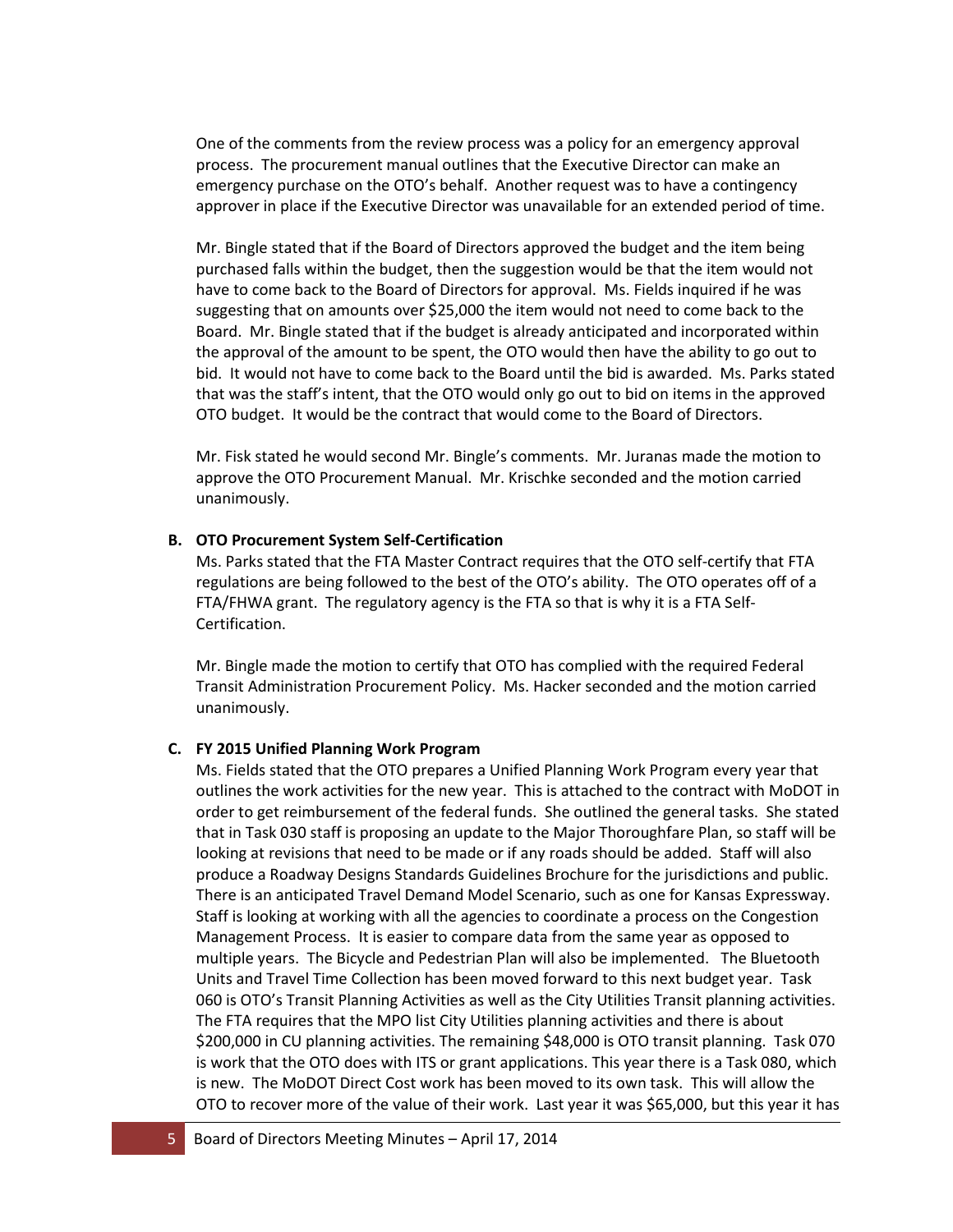One of the comments from the review process was a policy for an emergency approval process. The procurement manual outlines that the Executive Director can make an emergency purchase on the OTO's behalf. Another request was to have a contingency approver in place if the Executive Director was unavailable for an extended period of time.

Mr. Bingle stated that if the Board of Directors approved the budget and the item being purchased falls within the budget, then the suggestion would be that the item would not have to come back to the Board of Directors for approval. Ms. Fields inquired if he was suggesting that on amounts over $25,000 the item would not need to come back to the Board. Mr. Bingle stated that if the budget is already anticipated and incorporated within the approval of the amount to be spent, the OTO would then have the ability to go out to bid. It would not have to come back to the Board until the bid is awarded. Ms. Parks stated that was the staff's intent, that the OTO would only go out to bid on items in the approved OTO budget. It would be the contract that would come to the Board of Directors.

Mr. Fisk stated he would second Mr. Bingle's comments. Mr. Juranas made the motion to approve the OTO Procurement Manual. Mr. Krischke seconded and the motion carried unanimously.

**B. OTO Procurement System Self-Certification**

Ms. Parks stated that the FTA Master Contract requires that the OTO self-certify that FTA regulations are being followed to the best of the OTO's ability. The OTO operates off of a FTA/FHWA grant. The regulatory agency is the FTA so that is why it is a FTA Self-Certification.

Mr. Bingle made the motion to certify that OTO has complied with the required Federal Transit Administration Procurement Policy. Ms. Hacker seconded and the motion carried unanimously.

**C. FY 2015 Unified Planning Work Program**

Ms. Fields stated that the OTO prepares a Unified Planning Work Program every year that outlines the work activities for the new year. This is attached to the contract with MoDOT in order to get reimbursement of the federal funds. She outlined the general tasks. She stated that in Task 030 staff is proposing an update to the Major Thoroughfare Plan, so staff will be looking at revisions that need to be made or if any roads should be added. Staff will also produce a Roadway Designs Standards Guidelines Brochure for the jurisdictions and public. There is an anticipated Travel Demand Model Scenario, such as one for Kansas Expressway. Staff is looking at working with all the agencies to coordinate a process on the Congestion Management Process. It is easier to compare data from the same year as opposed to multiple years. The Bicycle and Pedestrian Plan will also be implemented. The Bluetooth Units and Travel Time Collection has been moved forward to this next budget year. Task 060 is OTO's Transit Planning Activities as well as the City Utilities Transit planning activities. The FTA requires that the MPO list City Utilities planning activities and there is about $200,000 in CU planning activities. The remaining $48,000 is OTO transit planning. Task 070 is work that the OTO does with ITS or grant applications. This year there is a Task 080, which is new. The MoDOT Direct Cost work has been moved to its own task. This will allow the OTO to recover more of the value of their work. Last year it was $65,000, but this year it has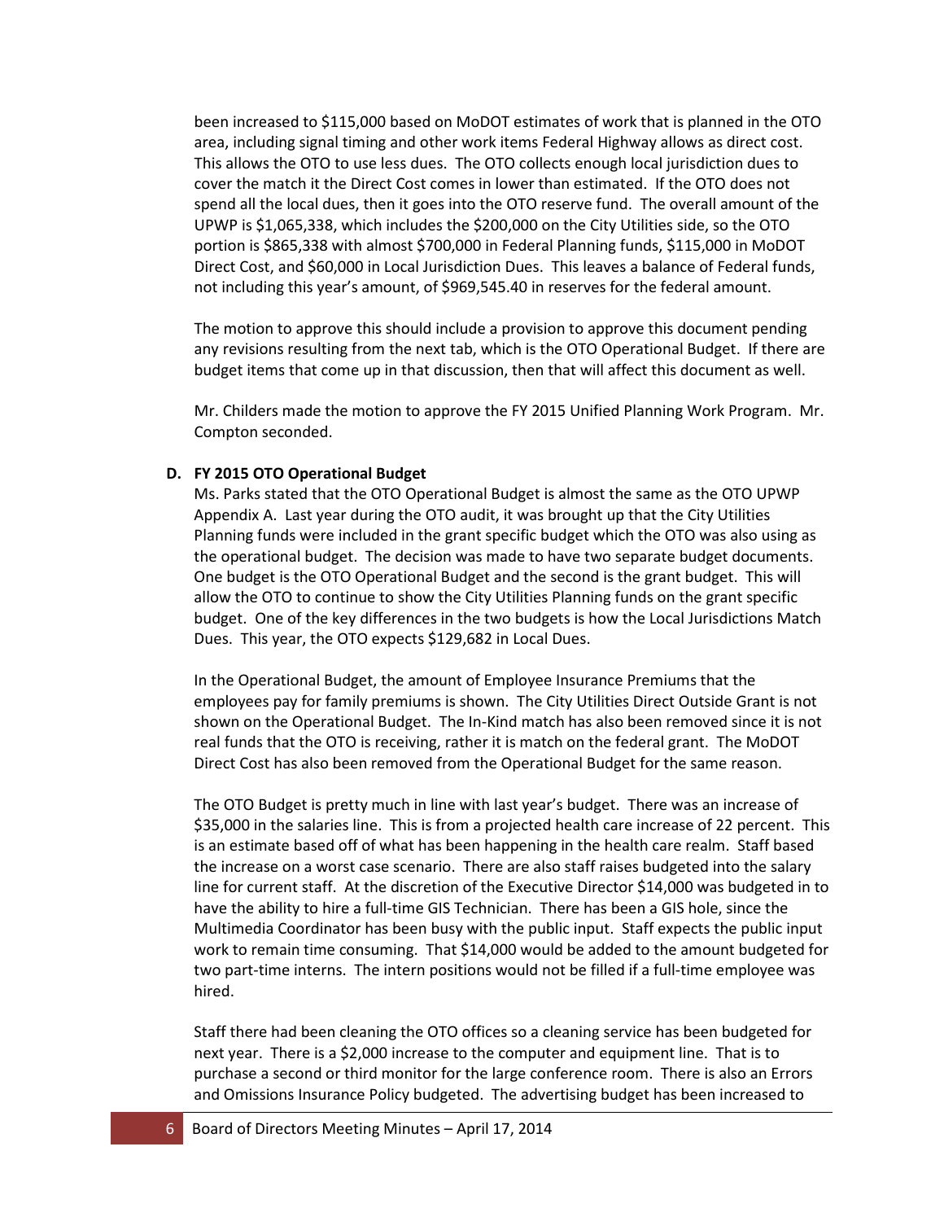been increased to $115,000 based on MoDOT estimates of work that is planned in the OTO area, including signal timing and other work items Federal Highway allows as direct cost. This allows the OTO to use less dues. The OTO collects enough local jurisdiction dues to cover the match it the Direct Cost comes in lower than estimated. If the OTO does not spend all the local dues, then it goes into the OTO reserve fund. The overall amount of the UPWP is $1,065,338, which includes the $200,000 on the City Utilities side, so the OTO portion is $865,338 with almost $700,000 in Federal Planning funds, $115,000 in MoDOT Direct Cost, and $60,000 in Local Jurisdiction Dues. This leaves a balance of Federal funds, not including this year's amount, of $969,545.40 in reserves for the federal amount.

The motion to approve this should include a provision to approve this document pending any revisions resulting from the next tab, which is the OTO Operational Budget. If there are budget items that come up in that discussion, then that will affect this document as well.

Mr. Childers made the motion to approve the FY 2015 Unified Planning Work Program. Mr. Compton seconded.

**D. FY 2015 OTO Operational Budget**

Ms. Parks stated that the OTO Operational Budget is almost the same as the OTO UPWP Appendix A. Last year during the OTO audit, it was brought up that the City Utilities Planning funds were included in the grant specific budget which the OTO was also using as the operational budget. The decision was made to have two separate budget documents. One budget is the OTO Operational Budget and the second is the grant budget. This will allow the OTO to continue to show the City Utilities Planning funds on the grant specific budget. One of the key differences in the two budgets is how the Local Jurisdictions Match Dues. This year, the OTO expects $129,682 in Local Dues.

In the Operational Budget, the amount of Employee Insurance Premiums that the employees pay for family premiums is shown. The City Utilities Direct Outside Grant is not shown on the Operational Budget. The In-Kind match has also been removed since it is not real funds that the OTO is receiving, rather it is match on the federal grant. The MoDOT Direct Cost has also been removed from the Operational Budget for the same reason.

The OTO Budget is pretty much in line with last year's budget. There was an increase of $35,000 in the salaries line. This is from a projected health care increase of 22 percent. This is an estimate based off of what has been happening in the health care realm. Staff based the increase on a worst case scenario. There are also staff raises budgeted into the salary line for current staff. At the discretion of the Executive Director $14,000 was budgeted in to have the ability to hire a full-time GIS Technician. There has been a GIS hole, since the Multimedia Coordinator has been busy with the public input. Staff expects the public input work to remain time consuming. That $14,000 would be added to the amount budgeted for two part-time interns. The intern positions would not be filled if a full-time employee was hired.

Staff there had been cleaning the OTO offices so a cleaning service has been budgeted for next year. There is a $2,000 increase to the computer and equipment line. That is to purchase a second or third monitor for the large conference room. There is also an Errors and Omissions Insurance Policy budgeted. The advertising budget has been increased to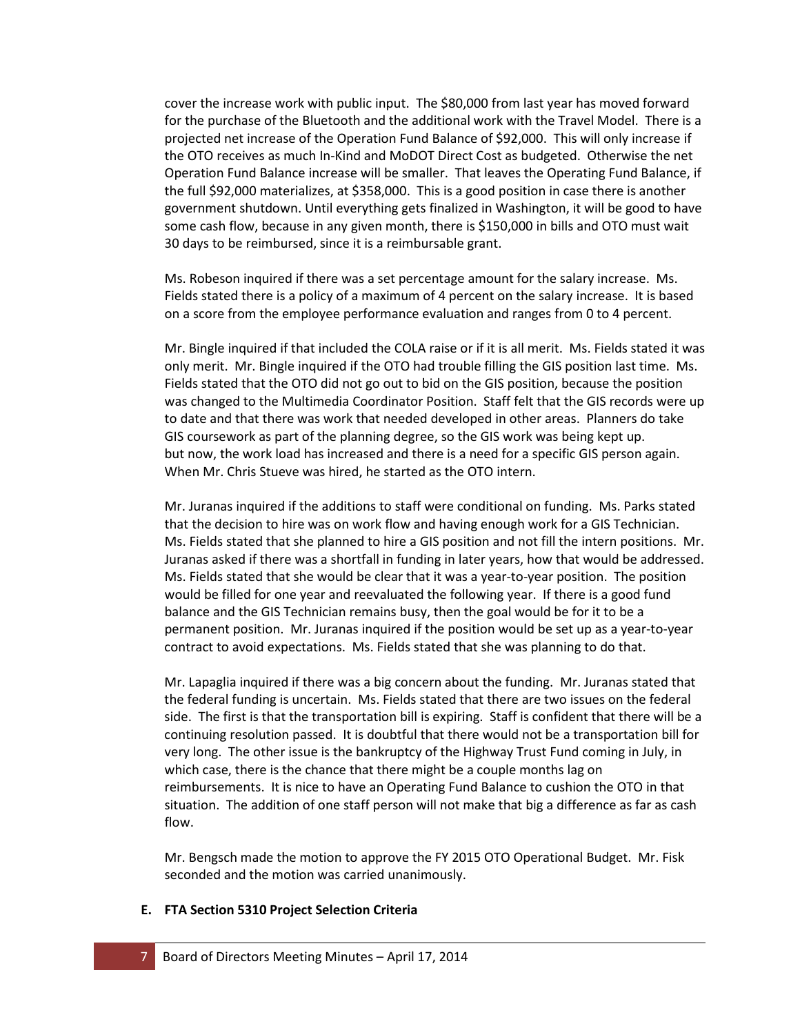cover the increase work with public input. The $80,000 from last year has moved forward for the purchase of the Bluetooth and the additional work with the Travel Model. There is a projected net increase of the Operation Fund Balance of $92,000. This will only increase if the OTO receives as much In-Kind and MoDOT Direct Cost as budgeted. Otherwise the net Operation Fund Balance increase will be smaller. That leaves the Operating Fund Balance, if the full $92,000 materializes, at $358,000. This is a good position in case there is another government shutdown. Until everything gets finalized in Washington, it will be good to have some cash flow, because in any given month, there is $150,000 in bills and OTO must wait 30 days to be reimbursed, since it is a reimbursable grant.

Ms. Robeson inquired if there was a set percentage amount for the salary increase. Ms. Fields stated there is a policy of a maximum of 4 percent on the salary increase. It is based on a score from the employee performance evaluation and ranges from 0 to 4 percent.

Mr. Bingle inquired if that included the COLA raise or if it is all merit. Ms. Fields stated it was only merit. Mr. Bingle inquired if the OTO had trouble filling the GIS position last time. Ms. Fields stated that the OTO did not go out to bid on the GIS position, because the position was changed to the Multimedia Coordinator Position. Staff felt that the GIS records were up to date and that there was work that needed developed in other areas. Planners do take GIS coursework as part of the planning degree, so the GIS work was being kept up. but now, the work load has increased and there is a need for a specific GIS person again. When Mr. Chris Stueve was hired, he started as the OTO intern.

Mr. Juranas inquired if the additions to staff were conditional on funding. Ms. Parks stated that the decision to hire was on work flow and having enough work for a GIS Technician. Ms. Fields stated that she planned to hire a GIS position and not fill the intern positions. Mr. Juranas asked if there was a shortfall in funding in later years, how that would be addressed. Ms. Fields stated that she would be clear that it was a year-to-year position. The position would be filled for one year and reevaluated the following year. If there is a good fund balance and the GIS Technician remains busy, then the goal would be for it to be a permanent position. Mr. Juranas inquired if the position would be set up as a year-to-year contract to avoid expectations. Ms. Fields stated that she was planning to do that.

Mr. Lapaglia inquired if there was a big concern about the funding. Mr. Juranas stated that the federal funding is uncertain. Ms. Fields stated that there are two issues on the federal side. The first is that the transportation bill is expiring. Staff is confident that there will be a continuing resolution passed. It is doubtful that there would not be a transportation bill for very long. The other issue is the bankruptcy of the Highway Trust Fund coming in July, in which case, there is the chance that there might be a couple months lag on reimbursements. It is nice to have an Operating Fund Balance to cushion the OTO in that situation. The addition of one staff person will not make that big a difference as far as cash flow.

Mr. Bengsch made the motion to approve the FY 2015 OTO Operational Budget. Mr. Fisk seconded and the motion was carried unanimously.

**E. FTA Section 5310 Project Selection Criteria**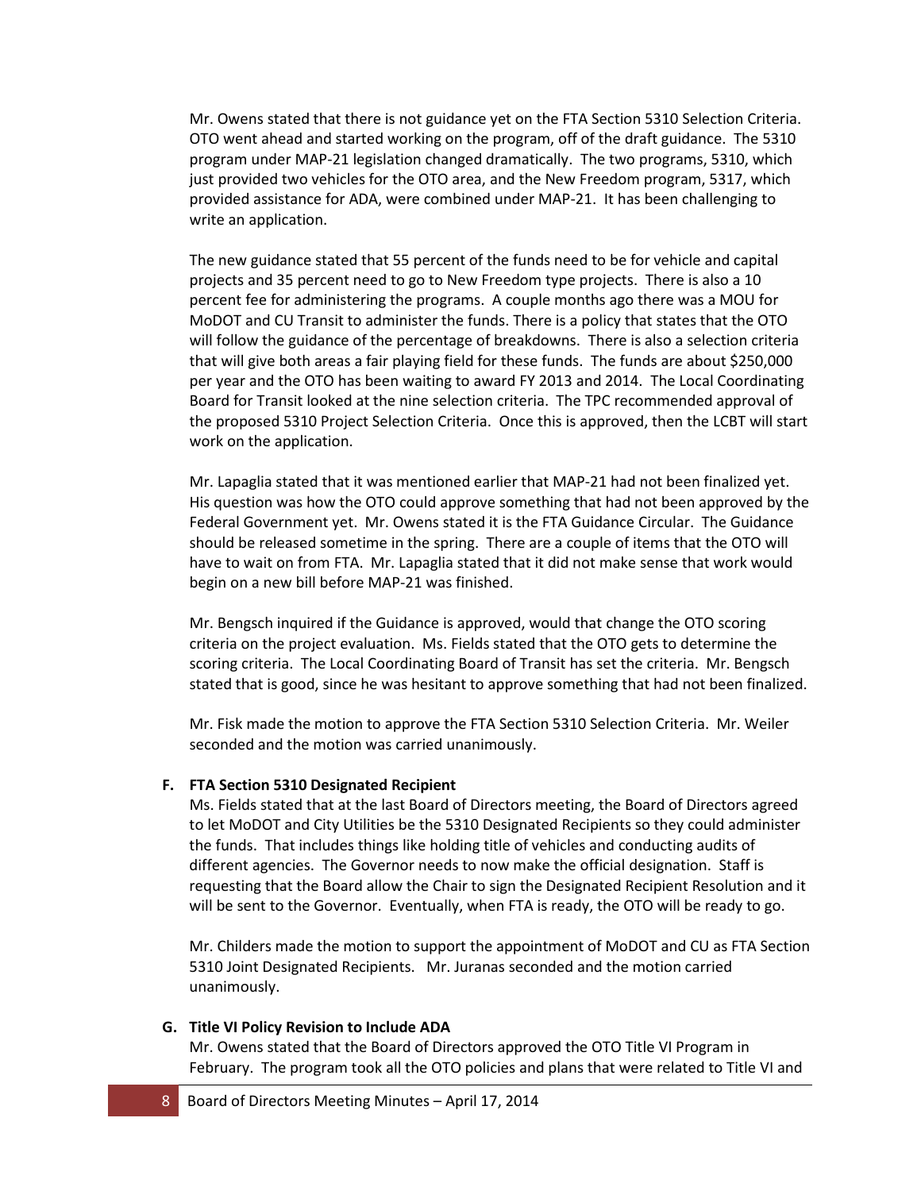Mr. Owens stated that there is not guidance yet on the FTA Section 5310 Selection Criteria. OTO went ahead and started working on the program, off of the draft guidance. The 5310 program under MAP-21 legislation changed dramatically. The two programs, 5310, which just provided two vehicles for the OTO area, and the New Freedom program, 5317, which provided assistance for ADA, were combined under MAP-21. It has been challenging to write an application.

The new guidance stated that 55 percent of the funds need to be for vehicle and capital projects and 35 percent need to go to New Freedom type projects. There is also a 10 percent fee for administering the programs. A couple months ago there was a MOU for MoDOT and CU Transit to administer the funds. There is a policy that states that the OTO will follow the guidance of the percentage of breakdowns. There is also a selection criteria that will give both areas a fair playing field for these funds. The funds are about $250,000 per year and the OTO has been waiting to award FY 2013 and 2014. The Local Coordinating Board for Transit looked at the nine selection criteria. The TPC recommended approval of the proposed 5310 Project Selection Criteria. Once this is approved, then the LCBT will start work on the application.

Mr. Lapaglia stated that it was mentioned earlier that MAP-21 had not been finalized yet. His question was how the OTO could approve something that had not been approved by the Federal Government yet. Mr. Owens stated it is the FTA Guidance Circular. The Guidance should be released sometime in the spring. There are a couple of items that the OTO will have to wait on from FTA. Mr. Lapaglia stated that it did not make sense that work would begin on a new bill before MAP-21 was finished.

Mr. Bengsch inquired if the Guidance is approved, would that change the OTO scoring criteria on the project evaluation. Ms. Fields stated that the OTO gets to determine the scoring criteria. The Local Coordinating Board of Transit has set the criteria. Mr. Bengsch stated that is good, since he was hesitant to approve something that had not been finalized.

Mr. Fisk made the motion to approve the FTA Section 5310 Selection Criteria. Mr. Weiler seconded and the motion was carried unanimously.

**F. FTA Section 5310 Designated Recipient**

Ms. Fields stated that at the last Board of Directors meeting, the Board of Directors agreed to let MoDOT and City Utilities be the 5310 Designated Recipients so they could administer the funds. That includes things like holding title of vehicles and conducting audits of different agencies. The Governor needs to now make the official designation. Staff is requesting that the Board allow the Chair to sign the Designated Recipient Resolution and it will be sent to the Governor. Eventually, when FTA is ready, the OTO will be ready to go.

Mr. Childers made the motion to support the appointment of MoDOT and CU as FTA Section 5310 Joint Designated Recipients. Mr. Juranas seconded and the motion carried unanimously.

**G. Title VI Policy Revision to Include ADA**

Mr. Owens stated that the Board of Directors approved the OTO Title VI Program in February. The program took all the OTO policies and plans that were related to Title VI and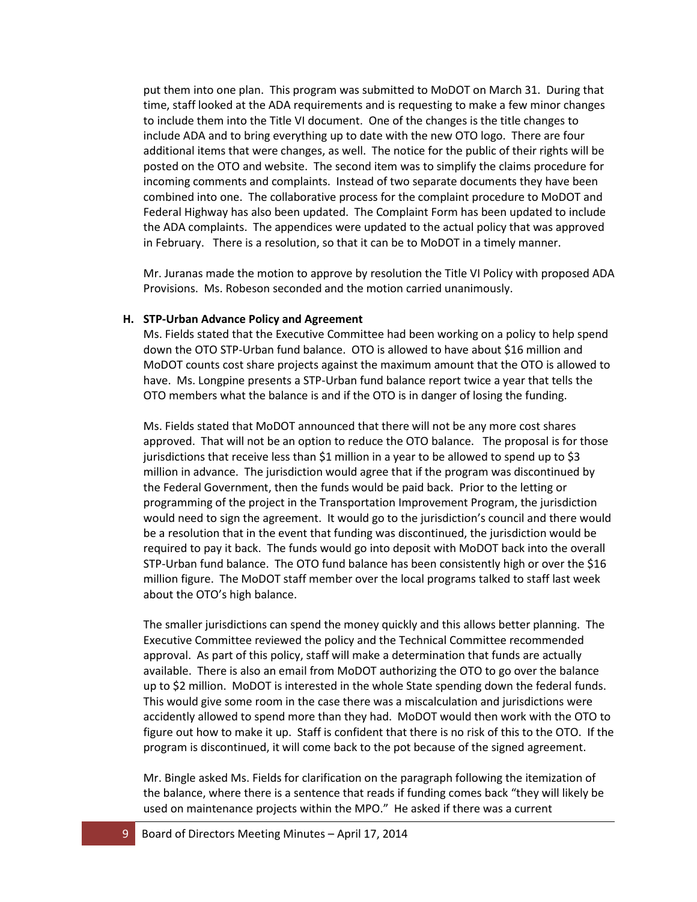put them into one plan. This program was submitted to MoDOT on March 31. During that time, staff looked at the ADA requirements and is requesting to make a few minor changes to include them into the Title VI document. One of the changes is the title changes to include ADA and to bring everything up to date with the new OTO logo. There are four additional items that were changes, as well. The notice for the public of their rights will be posted on the OTO and website. The second item was to simplify the claims procedure for incoming comments and complaints. Instead of two separate documents they have been combined into one. The collaborative process for the complaint procedure to MoDOT and Federal Highway has also been updated. The Complaint Form has been updated to include the ADA complaints. The appendices were updated to the actual policy that was approved in February. There is a resolution, so that it can be to MoDOT in a timely manner.

Mr. Juranas made the motion to approve by resolution the Title VI Policy with proposed ADA Provisions. Ms. Robeson seconded and the motion carried unanimously.

**H. STP-Urban Advance Policy and Agreement**

Ms. Fields stated that the Executive Committee had been working on a policy to help spend down the OTO STP-Urban fund balance. OTO is allowed to have about $16 million and MoDOT counts cost share projects against the maximum amount that the OTO is allowed to have. Ms. Longpine presents a STP-Urban fund balance report twice a year that tells the OTO members what the balance is and if the OTO is in danger of losing the funding.

Ms. Fields stated that MoDOT announced that there will not be any more cost shares approved. That will not be an option to reduce the OTO balance. The proposal is for those jurisdictions that receive less than $1 million in a year to be allowed to spend up to $3 million in advance. The jurisdiction would agree that if the program was discontinued by the Federal Government, then the funds would be paid back. Prior to the letting or programming of the project in the Transportation Improvement Program, the jurisdiction would need to sign the agreement. It would go to the jurisdiction's council and there would be a resolution that in the event that funding was discontinued, the jurisdiction would be required to pay it back. The funds would go into deposit with MoDOT back into the overall STP-Urban fund balance. The OTO fund balance has been consistently high or over the $16 million figure. The MoDOT staff member over the local programs talked to staff last week about the OTO's high balance.

The smaller jurisdictions can spend the money quickly and this allows better planning. The Executive Committee reviewed the policy and the Technical Committee recommended approval. As part of this policy, staff will make a determination that funds are actually available. There is also an email from MoDOT authorizing the OTO to go over the balance up to $2 million. MoDOT is interested in the whole State spending down the federal funds. This would give some room in the case there was a miscalculation and jurisdictions were accidently allowed to spend more than they had. MoDOT would then work with the OTO to figure out how to make it up. Staff is confident that there is no risk of this to the OTO. If the program is discontinued, it will come back to the pot because of the signed agreement.

Mr. Bingle asked Ms. Fields for clarification on the paragraph following the itemization of the balance, where there is a sentence that reads if funding comes back "they will likely be used on maintenance projects within the MPO." He asked if there was a current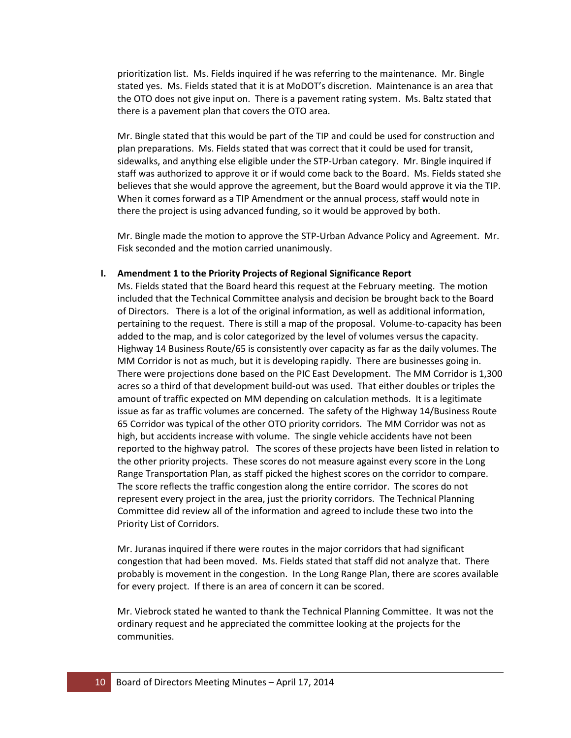prioritization list. Ms. Fields inquired if he was referring to the maintenance. Mr. Bingle stated yes. Ms. Fields stated that it is at MoDOT's discretion. Maintenance is an area that the OTO does not give input on. There is a pavement rating system. Ms. Baltz stated that there is a pavement plan that covers the OTO area.

Mr. Bingle stated that this would be part of the TIP and could be used for construction and plan preparations. Ms. Fields stated that was correct that it could be used for transit, sidewalks, and anything else eligible under the STP-Urban category. Mr. Bingle inquired if staff was authorized to approve it or if would come back to the Board. Ms. Fields stated she believes that she would approve the agreement, but the Board would approve it via the TIP. When it comes forward as a TIP Amendment or the annual process, staff would note in there the project is using advanced funding, so it would be approved by both.

Mr. Bingle made the motion to approve the STP-Urban Advance Policy and Agreement. Mr. Fisk seconded and the motion carried unanimously.

**I. Amendment 1 to the Priority Projects of Regional Significance Report**

Ms. Fields stated that the Board heard this request at the February meeting. The motion included that the Technical Committee analysis and decision be brought back to the Board of Directors. There is a lot of the original information, as well as additional information, pertaining to the request. There is still a map of the proposal. Volume-to-capacity has been added to the map, and is color categorized by the level of volumes versus the capacity. Highway 14 Business Route/65 is consistently over capacity as far as the daily volumes. The MM Corridor is not as much, but it is developing rapidly. There are businesses going in. There were projections done based on the PIC East Development. The MM Corridor is 1,300 acres so a third of that development build-out was used. That either doubles or triples the amount of traffic expected on MM depending on calculation methods. It is a legitimate issue as far as traffic volumes are concerned. The safety of the Highway 14/Business Route 65 Corridor was typical of the other OTO priority corridors. The MM Corridor was not as high, but accidents increase with volume. The single vehicle accidents have not been reported to the highway patrol. The scores of these projects have been listed in relation to the other priority projects. These scores do not measure against every score in the Long Range Transportation Plan, as staff picked the highest scores on the corridor to compare. The score reflects the traffic congestion along the entire corridor. The scores do not represent every project in the area, just the priority corridors. The Technical Planning Committee did review all of the information and agreed to include these two into the Priority List of Corridors.

Mr. Juranas inquired if there were routes in the major corridors that had significant congestion that had been moved. Ms. Fields stated that staff did not analyze that. There probably is movement in the congestion. In the Long Range Plan, there are scores available for every project. If there is an area of concern it can be scored.

Mr. Viebrock stated he wanted to thank the Technical Planning Committee. It was not the ordinary request and he appreciated the committee looking at the projects for the communities.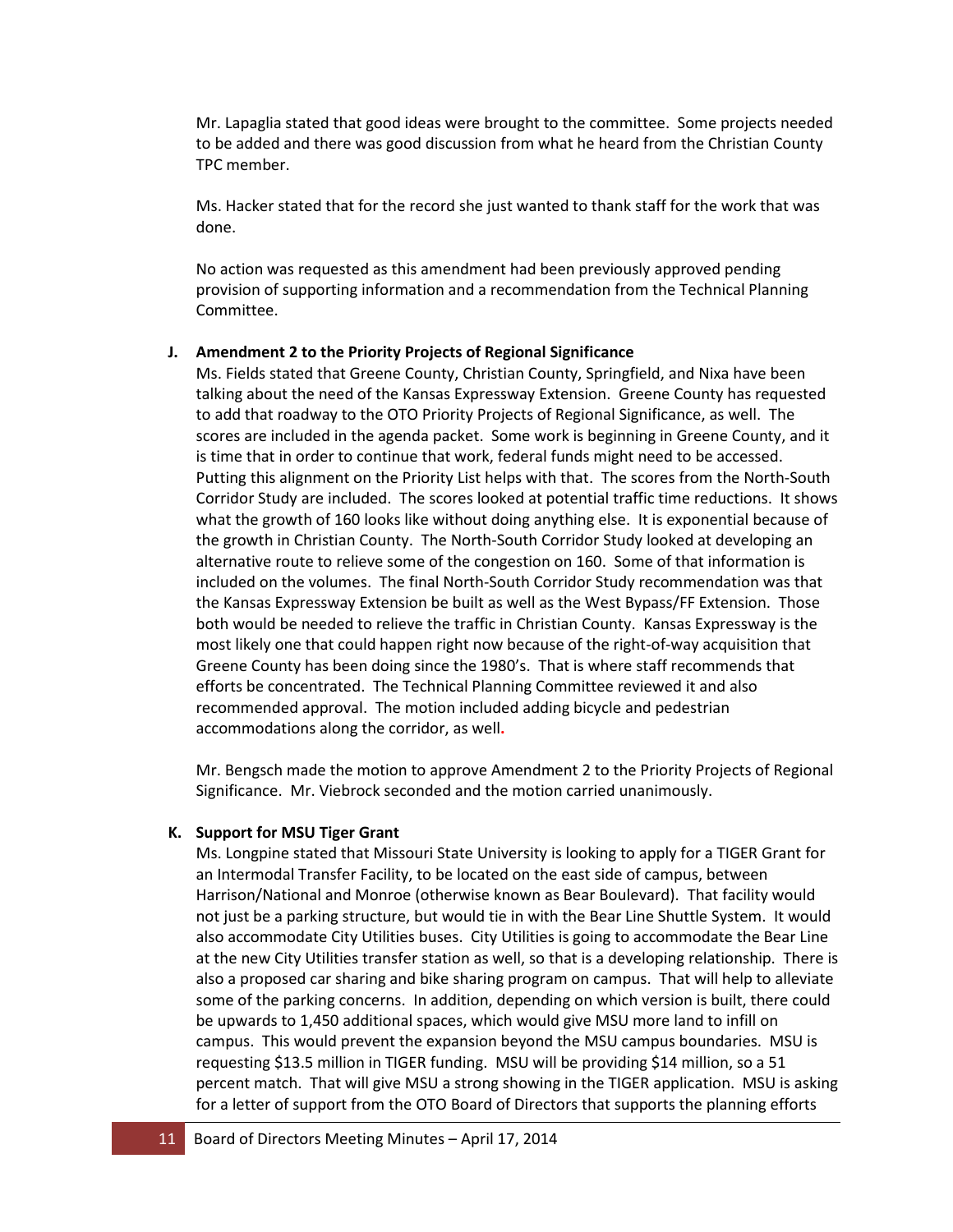Mr. Lapaglia stated that good ideas were brought to the committee. Some projects needed to be added and there was good discussion from what he heard from the Christian County TPC member.

Ms. Hacker stated that for the record she just wanted to thank staff for the work that was done.

No action was requested as this amendment had been previously approved pending provision of supporting information and a recommendation from the Technical Planning Committee.

**J. Amendment 2 to the Priority Projects of Regional Significance**

Ms. Fields stated that Greene County, Christian County, Springfield, and Nixa have been talking about the need of the Kansas Expressway Extension. Greene County has requested to add that roadway to the OTO Priority Projects of Regional Significance, as well. The scores are included in the agenda packet. Some work is beginning in Greene County, and it is time that in order to continue that work, federal funds might need to be accessed. Putting this alignment on the Priority List helps with that. The scores from the North-South Corridor Study are included. The scores looked at potential traffic time reductions. It shows what the growth of 160 looks like without doing anything else. It is exponential because of the growth in Christian County. The North-South Corridor Study looked at developing an alternative route to relieve some of the congestion on 160. Some of that information is included on the volumes. The final North-South Corridor Study recommendation was that the Kansas Expressway Extension be built as well as the West Bypass/FF Extension. Those both would be needed to relieve the traffic in Christian County. Kansas Expressway is the most likely one that could happen right now because of the right-of-way acquisition that Greene County has been doing since the 1980's. That is where staff recommends that efforts be concentrated. The Technical Planning Committee reviewed it and also recommended approval. The motion included adding bicycle and pedestrian accommodations along the corridor, as well.

Mr. Bengsch made the motion to approve Amendment 2 to the Priority Projects of Regional Significance. Mr. Viebrock seconded and the motion carried unanimously.

**K. Support for MSU Tiger Grant**

Ms. Longpine stated that Missouri State University is looking to apply for a TIGER Grant for an Intermodal Transfer Facility, to be located on the east side of campus, between Harrison/National and Monroe (otherwise known as Bear Boulevard). That facility would not just be a parking structure, but would tie in with the Bear Line Shuttle System. It would also accommodate City Utilities buses. City Utilities is going to accommodate the Bear Line at the new City Utilities transfer station as well, so that is a developing relationship. There is also a proposed car sharing and bike sharing program on campus. That will help to alleviate some of the parking concerns. In addition, depending on which version is built, there could be upwards to 1,450 additional spaces, which would give MSU more land to infill on campus. This would prevent the expansion beyond the MSU campus boundaries. MSU is requesting $13.5 million in TIGER funding. MSU will be providing $14 million, so a 51 percent match. That will give MSU a strong showing in the TIGER application. MSU is asking for a letter of support from the OTO Board of Directors that supports the planning efforts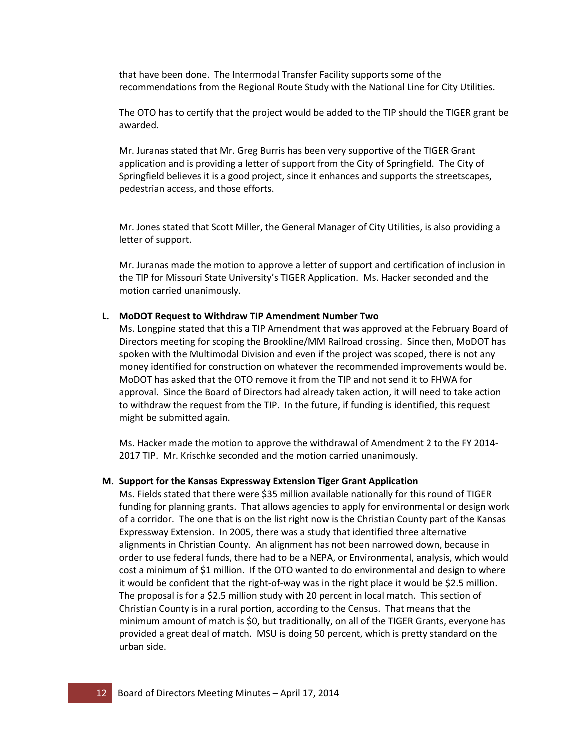that have been done. The Intermodal Transfer Facility supports some of the recommendations from the Regional Route Study with the National Line for City Utilities.

The OTO has to certify that the project would be added to the TIP should the TIGER grant be awarded.

Mr. Juranas stated that Mr. Greg Burris has been very supportive of the TIGER Grant application and is providing a letter of support from the City of Springfield. The City of Springfield believes it is a good project, since it enhances and supports the streetscapes, pedestrian access, and those efforts.

Mr. Jones stated that Scott Miller, the General Manager of City Utilities, is also providing a letter of support.

Mr. Juranas made the motion to approve a letter of support and certification of inclusion in the TIP for Missouri State University's TIGER Application. Ms. Hacker seconded and the motion carried unanimously.

**L. MoDOT Request to Withdraw TIP Amendment Number Two**

Ms. Longpine stated that this a TIP Amendment that was approved at the February Board of Directors meeting for scoping the Brookline/MM Railroad crossing. Since then, MoDOT has spoken with the Multimodal Division and even if the project was scoped, there is not any money identified for construction on whatever the recommended improvements would be. MoDOT has asked that the OTO remove it from the TIP and not send it to FHWA for approval. Since the Board of Directors had already taken action, it will need to take action to withdraw the request from the TIP. In the future, if funding is identified, this request might be submitted again.

Ms. Hacker made the motion to approve the withdrawal of Amendment 2 to the FY 2014-2017 TIP. Mr. Krischke seconded and the motion carried unanimously.

**M. Support for the Kansas Expressway Extension Tiger Grant Application**

Ms. Fields stated that there were $35 million available nationally for this round of TIGER funding for planning grants. That allows agencies to apply for environmental or design work of a corridor. The one that is on the list right now is the Christian County part of the Kansas Expressway Extension. In 2005, there was a study that identified three alternative alignments in Christian County. An alignment has not been narrowed down, because in order to use federal funds, there had to be a NEPA, or Environmental, analysis, which would cost a minimum of $1 million. If the OTO wanted to do environmental and design to where it would be confident that the right-of-way was in the right place it would be $2.5 million. The proposal is for a $2.5 million study with 20 percent in local match. This section of Christian County is in a rural portion, according to the Census. That means that the minimum amount of match is $0, but traditionally, on all of the TIGER Grants, everyone has provided a great deal of match. MSU is doing 50 percent, which is pretty standard on the urban side.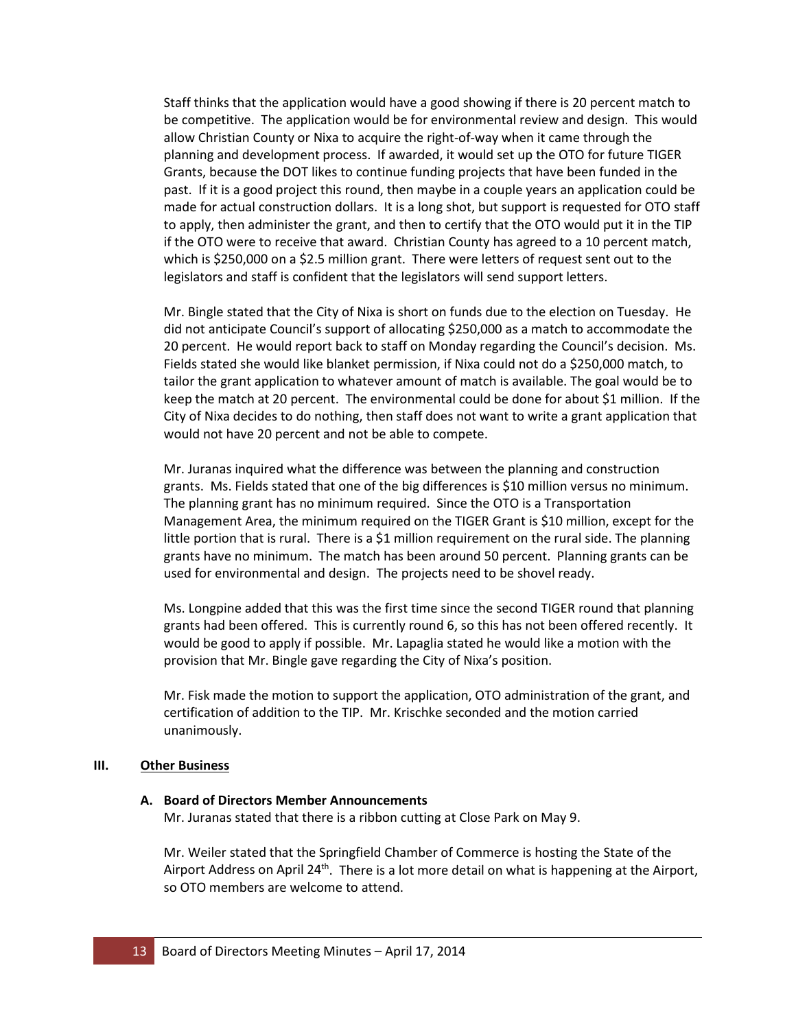Staff thinks that the application would have a good showing if there is 20 percent match to be competitive. The application would be for environmental review and design. This would allow Christian County or Nixa to acquire the right-of-way when it came through the planning and development process. If awarded, it would set up the OTO for future TIGER Grants, because the DOT likes to continue funding projects that have been funded in the past. If it is a good project this round, then maybe in a couple years an application could be made for actual construction dollars. It is a long shot, but support is requested for OTO staff to apply, then administer the grant, and then to certify that the OTO would put it in the TIP if the OTO were to receive that award. Christian County has agreed to a 10 percent match, which is $250,000 on a $2.5 million grant. There were letters of request sent out to the legislators and staff is confident that the legislators will send support letters.

Mr. Bingle stated that the City of Nixa is short on funds due to the election on Tuesday. He did not anticipate Council's support of allocating $250,000 as a match to accommodate the 20 percent. He would report back to staff on Monday regarding the Council's decision. Ms. Fields stated she would like blanket permission, if Nixa could not do a $250,000 match, to tailor the grant application to whatever amount of match is available. The goal would be to keep the match at 20 percent. The environmental could be done for about $1 million. If the City of Nixa decides to do nothing, then staff does not want to write a grant application that would not have 20 percent and not be able to compete.

Mr. Juranas inquired what the difference was between the planning and construction grants. Ms. Fields stated that one of the big differences is $10 million versus no minimum. The planning grant has no minimum required. Since the OTO is a Transportation Management Area, the minimum required on the TIGER Grant is $10 million, except for the little portion that is rural. There is a $1 million requirement on the rural side. The planning grants have no minimum. The match has been around 50 percent. Planning grants can be used for environmental and design. The projects need to be shovel ready.

Ms. Longpine added that this was the first time since the second TIGER round that planning grants had been offered. This is currently round 6, so this has not been offered recently. It would be good to apply if possible. Mr. Lapaglia stated he would like a motion with the provision that Mr. Bingle gave regarding the City of Nixa's position.

Mr. Fisk made the motion to support the application, OTO administration of the grant, and certification of addition to the TIP. Mr. Krischke seconded and the motion carried unanimously.

## III. Other Business

### A. Board of Directors Member Announcements

Mr. Juranas stated that there is a ribbon cutting at Close Park on May 9.

Mr. Weiler stated that the Springfield Chamber of Commerce is hosting the State of the Airport Address on April 24th. There is a lot more detail on what is happening at the Airport, so OTO members are welcome to attend.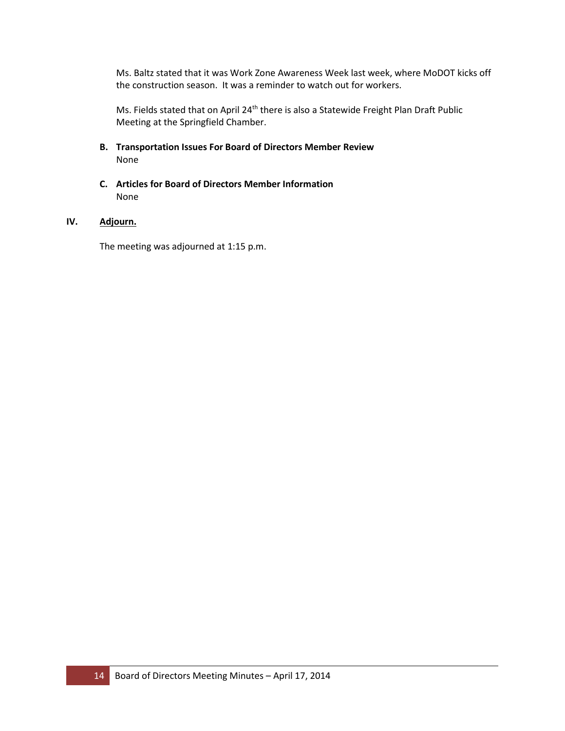Ms. Baltz stated that it was Work Zone Awareness Week last week, where MoDOT kicks off the construction season. It was a reminder to watch out for workers.

Ms. Fields stated that on April 24th there is also a Statewide Freight Plan Draft Public Meeting at the Springfield Chamber.

**B. Transportation Issues For Board of Directors Member Review**

None

**C. Articles for Board of Directors Member Information**

None

## IV. Adjourn.

The meeting was adjourned at 1:15 p.m.